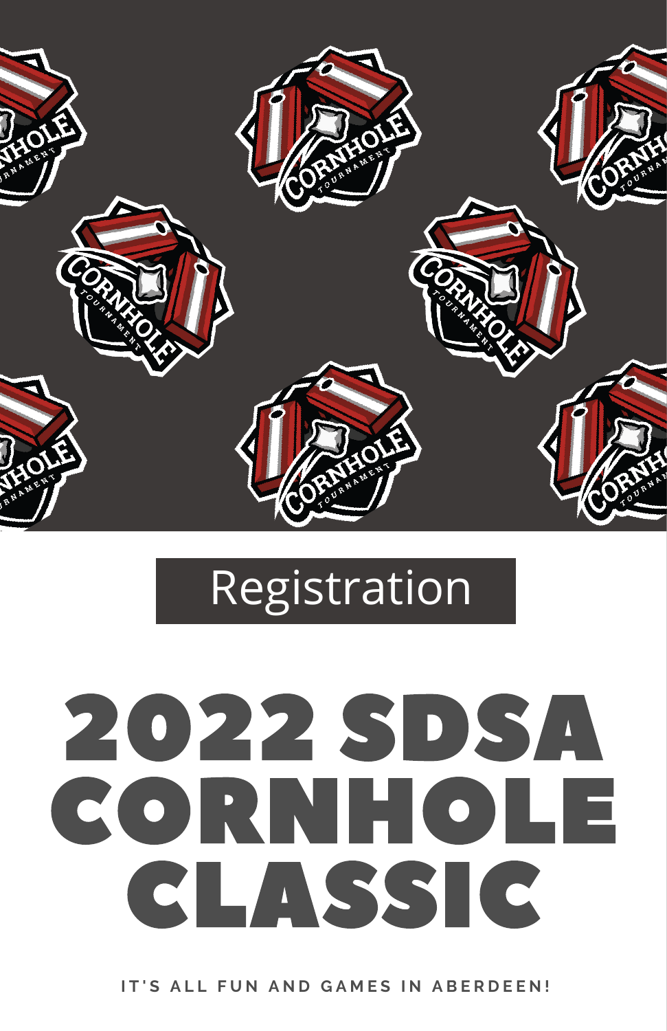Registration

# 2022 SDSA CORNHOLE CLASSIC

IT'S ALL FUN AND GAMES IN ABERDEEN!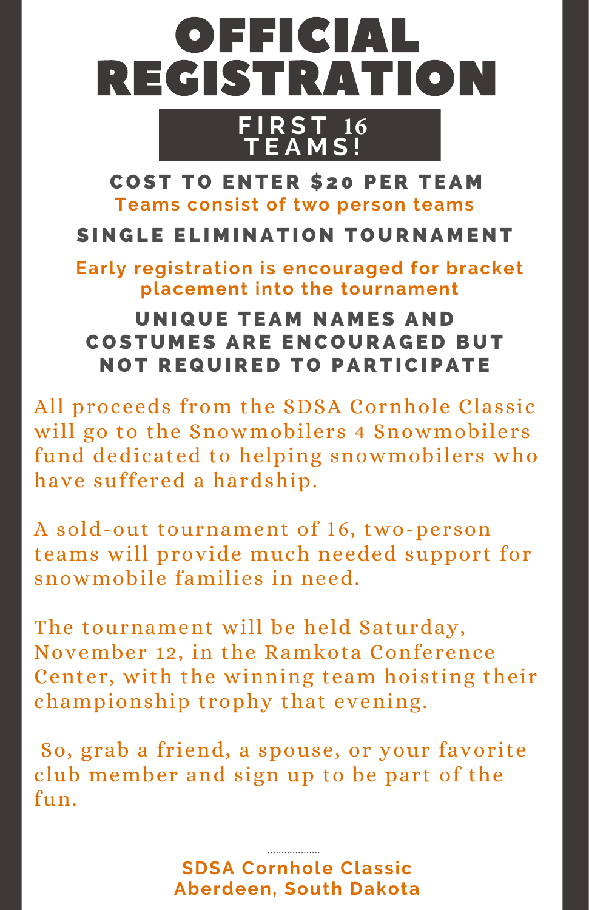# OFFICIAL REGISTRATION

## FIRST 16 TEAMS!

**COST TO ENTER $20 PER TEAM**

**Teams consist of two person teams**

**SINGLE ELIMINATION TOURNAMENT**

**Early registration is encouraged for bracket placement into the tournament**

**UNIQUE TEAM NAMES AND COSTUMES ARE ENCOURAGED BUT NOT REQUIRED TO PARTICIPATE**

All proceeds from the SDSA Cornhole Classic will go to the Snowmobilers 4 Snowmobilers fund dedicated to helping snowmobilers who have suffered a hardship.

A sold-out tournament of 16, two-person teams will provide much needed support for snowmobile families in need.

The tournament will be held Saturday, November 12, in the Ramkota Conference Center, with the winning team hoisting their championship trophy that evening.

So, grab a friend, a spouse, or your favorite club member and sign up to be part of the fun.

**SDSA Cornhole Classic**
**Aberdeen, South Dakota**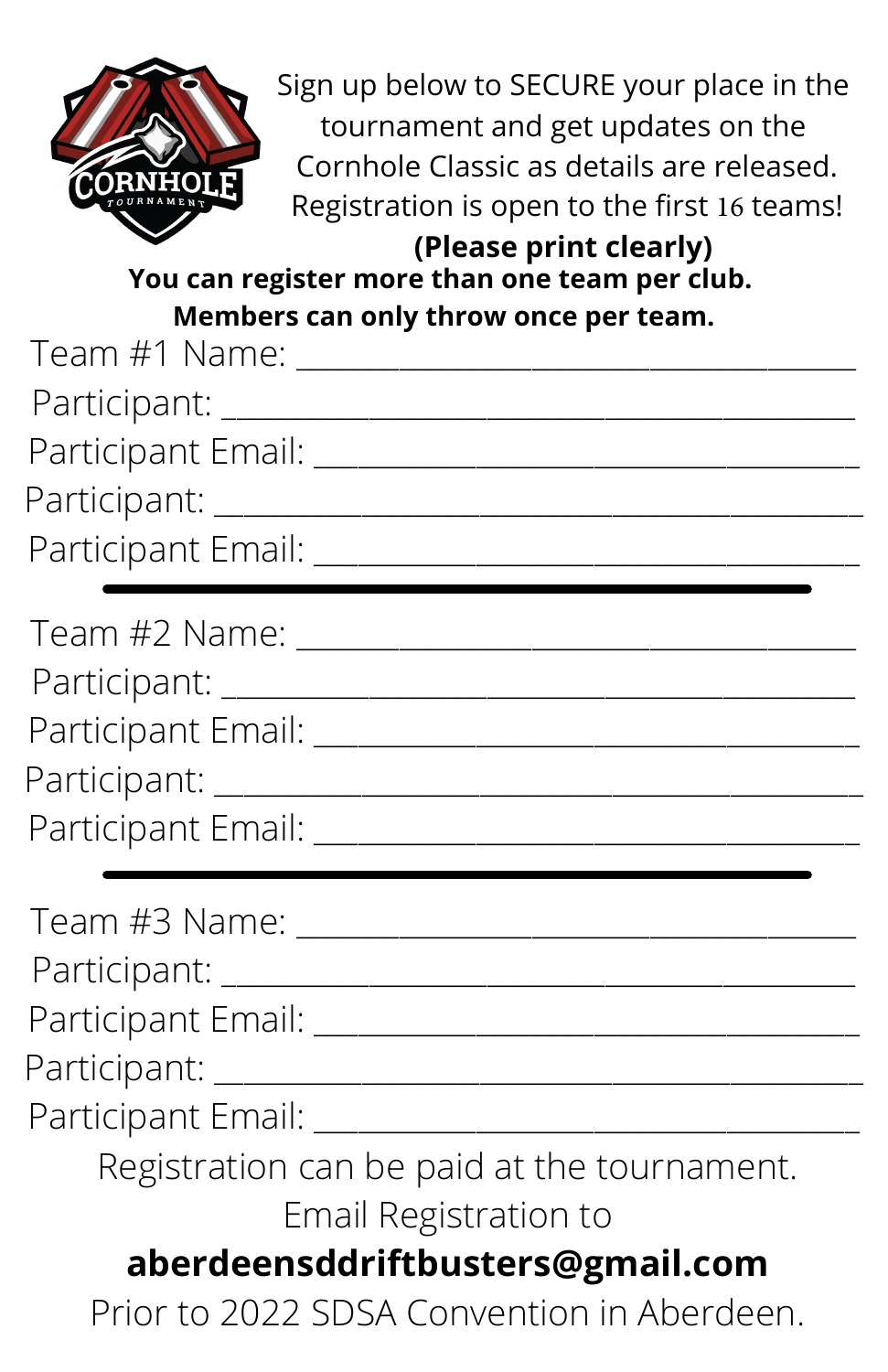Sign up below to SECURE your place in the tournament and get updates on the Cornhole Classic as details are released. Registration is open to the first 16 teams!

**(Please print clearly)**

**You can register more than one team per club.**
**Members can only throw once per team.**

Team #1 Name: ___________________________________

Participant: ______________________________________

Participant Email: _______________________________

Participant: ______________________________________

Participant Email: _______________________________

---

Team #2 Name: ___________________________________

Participant: ______________________________________

Participant Email: _______________________________

Participant: ______________________________________

Participant Email: _______________________________

---

Team #3 Name: ___________________________________

Participant: ______________________________________

Participant Email: _______________________________

Participant: ______________________________________

Participant Email: _______________________________

Registration can be paid at the tournament.
Email Registration to
**aberdeensddriftbusters@gmail.com**
Prior to 2022 SDSA Convention in Aberdeen.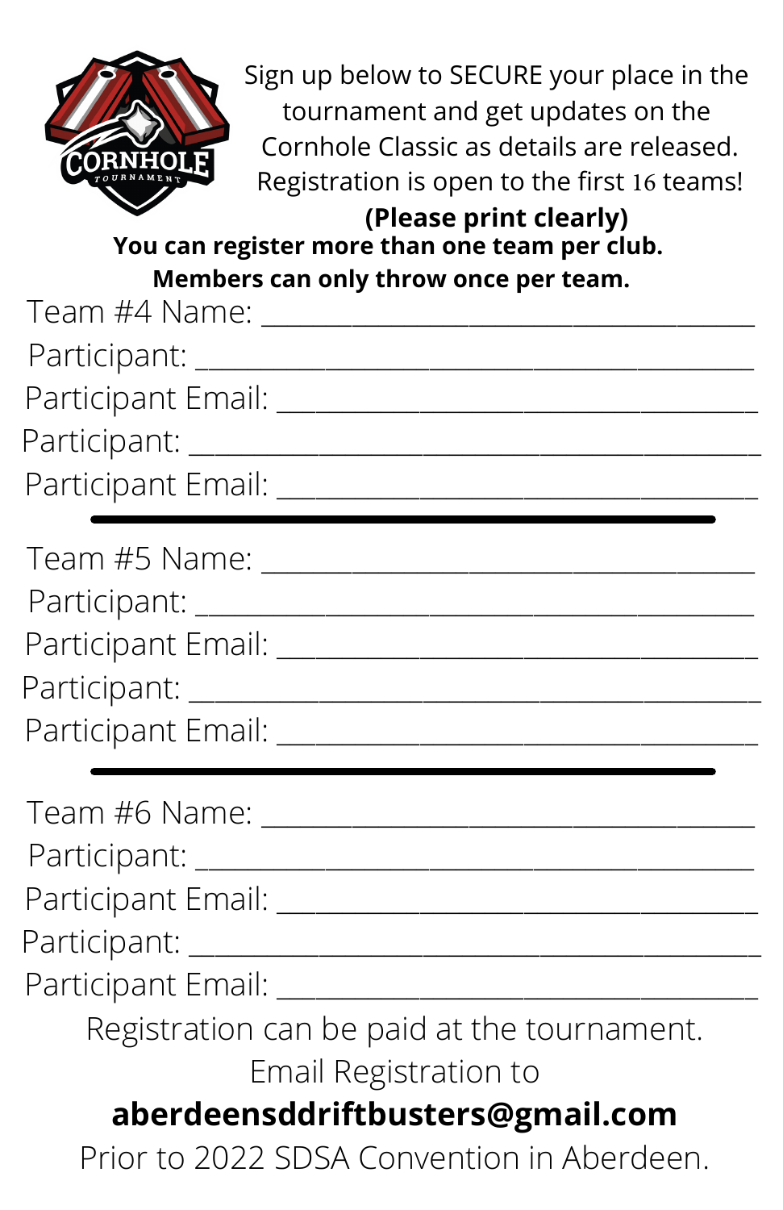Sign up below to SECURE your place in the tournament and get updates on the Cornhole Classic as details are released. Registration is open to the first 16 teams!

**(Please print clearly)**

**You can register more than one team per club.**

**Members can only throw once per team.**

Team #4 Name: ________________________________

Participant: ________________________________

Participant Email: ________________________________

Participant: ________________________________

Participant Email: ________________________________

---

Team #5 Name: ________________________________

Participant: ________________________________

Participant Email: ________________________________

Participant: ________________________________

Participant Email: ________________________________

---

Team #6 Name: ________________________________

Participant: ________________________________

Participant Email: ________________________________

Participant: ________________________________

Participant Email: ________________________________

Registration can be paid at the tournament.

Email Registration to

**aberdeensddriftbusters@gmail.com**

Prior to 2022 SDSA Convention in Aberdeen.